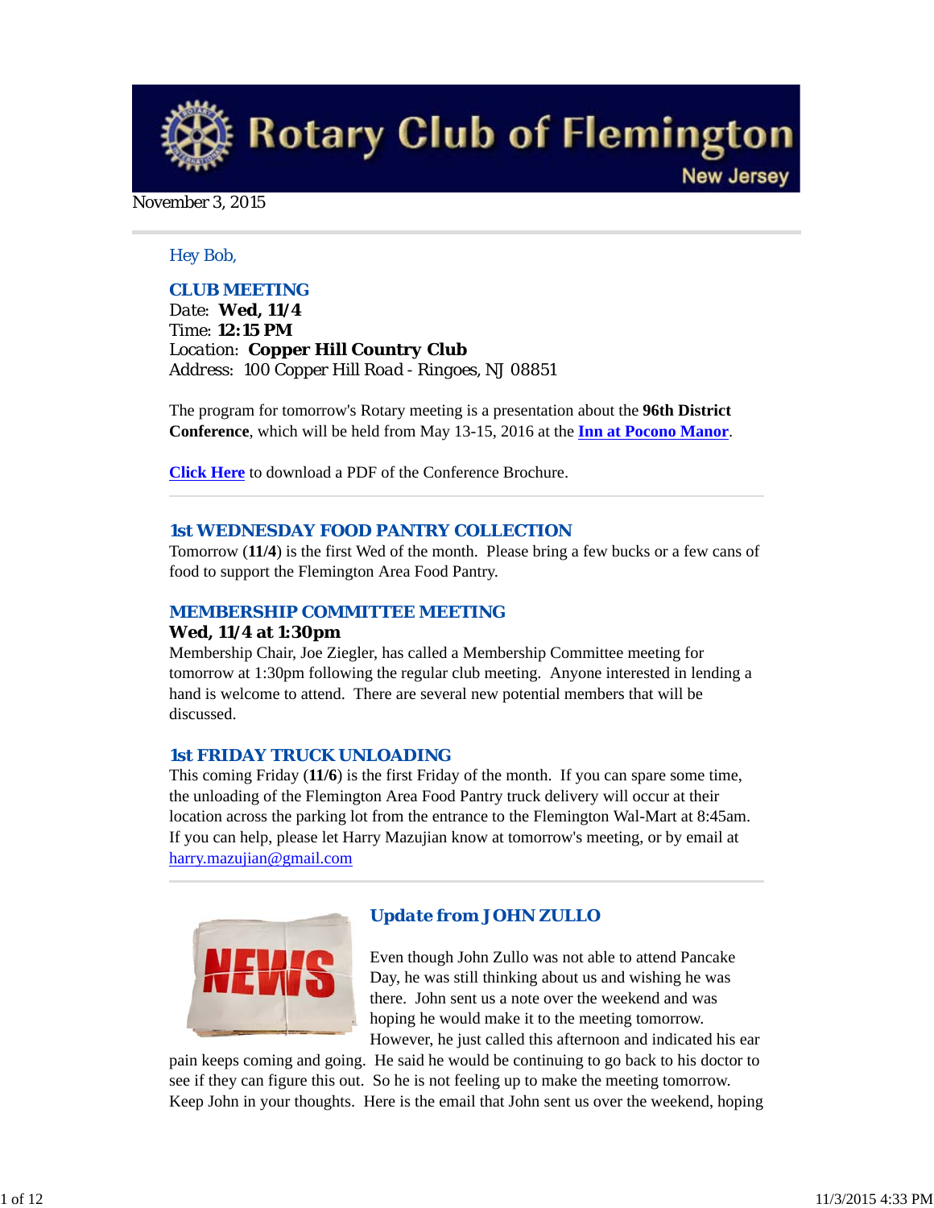# Rotary Club of Flemington
## New Jersey

November 3, 2015

Hey Bob,

### CLUB MEETING

Date: **Wed, 11/4**
Time: **12:15 PM**
Location: **Copper Hill Country Club**
Address: 100 Copper Hill Road - Ringoes, NJ 08851

The program for tomorrow's Rotary meeting is a presentation about the **96th District Conference**, which will be held from May 13-15, 2016 at the **Inn at Pocono Manor**.

**Click Here** to download a PDF of the Conference Brochure.

### 1st WEDNESDAY FOOD PANTRY COLLECTION

Tomorrow (**11/4**) is the first Wed of the month. Please bring a few bucks or a few cans of food to support the Flemington Area Food Pantry.

### MEMBERSHIP COMMITTEE MEETING

**Wed, 11/4 at 1:30pm**

Membership Chair, Joe Ziegler, has called a Membership Committee meeting for tomorrow at 1:30pm following the regular club meeting. Anyone interested in lending a hand is welcome to attend. There are several new potential members that will be discussed.

### 1st FRIDAY TRUCK UNLOADING

This coming Friday (**11/6**) is the first Friday of the month. If you can spare some time, the unloading of the Flemington Area Food Pantry truck delivery will occur at their location across the parking lot from the entrance to the Flemington Wal-Mart at 8:45am. If you can help, please let Harry Mazujian know at tomorrow's meeting, or by email at harry.mazujian@gmail.com

### Update from JOHN ZULLO

Even though John Zullo was not able to attend Pancake Day, he was still thinking about us and wishing he was there. John sent us a note over the weekend and was hoping he would make it to the meeting tomorrow. However, he just called this afternoon and indicated his ear pain keeps coming and going. He said he would be continuing to go back to his doctor to see if they can figure this out. So he is not feeling up to make the meeting tomorrow. Keep John in your thoughts. Here is the email that John sent us over the weekend, hoping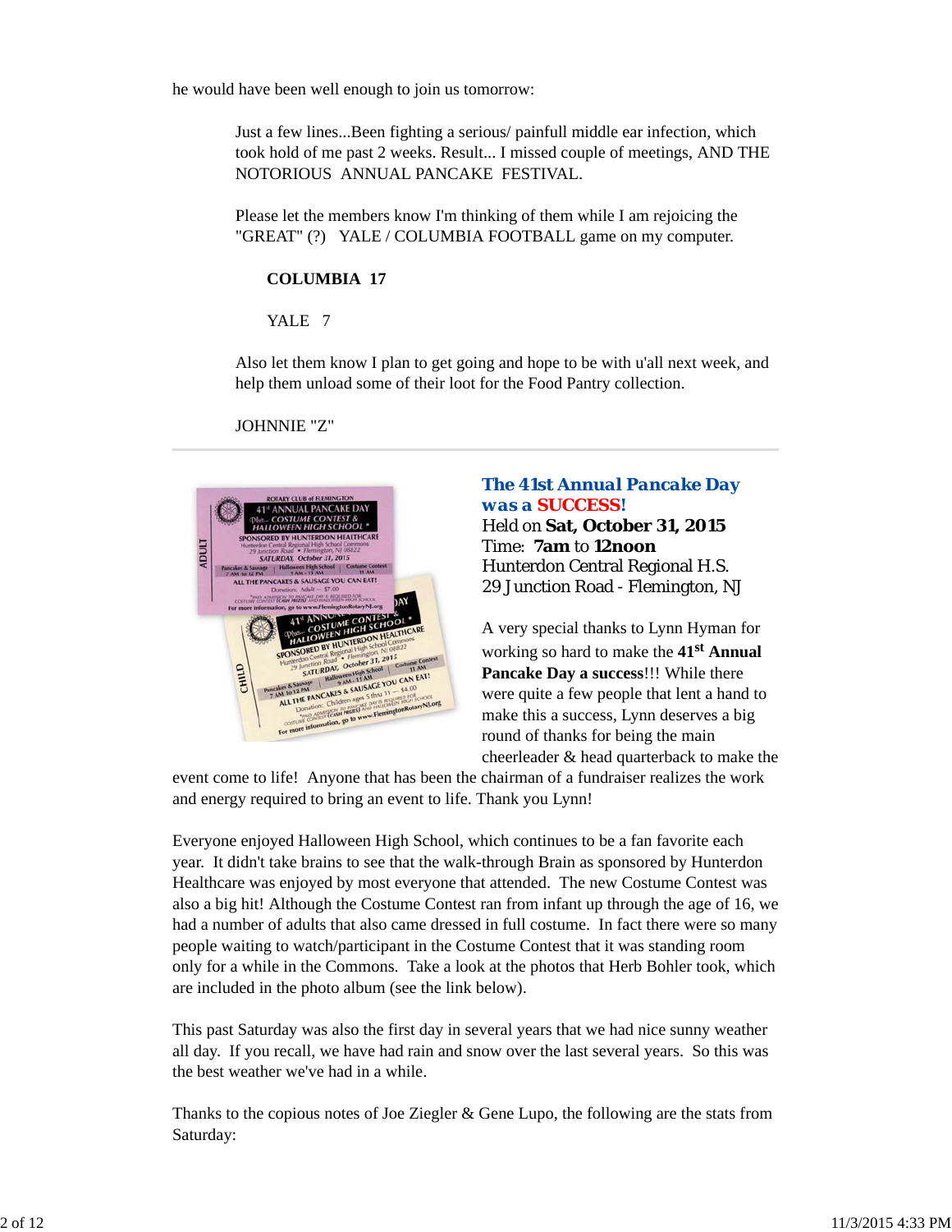he would have been well enough to join us tomorrow:

> Just a few lines...Been fighting a serious/ painfull middle ear infection, which took hold of me past 2 weeks. Result... I missed couple of meetings, AND THE NOTORIOUS ANNUAL PANCAKE FESTIVAL.
>
> Please let the members know I'm thinking of them while I am rejoicing the "GREAT" (?) YALE / COLUMBIA FOOTBALL game on my computer.
>
> **COLUMBIA 17**
>
> YALE 7
>
> Also let them know I plan to get going and hope to be with u'all next week, and help them unload some of their loot for the Food Pantry collection.
>
> JOHNNIE "Z"

---

## The 41st Annual Pancake Day was a SUCCESS!

Held on **Sat, October 31, 2015**
Time: **7am** to **12noon**
Hunterdon Central Regional H.S.
29 Junction Road - Flemington, NJ

A very special thanks to Lynn Hyman for working so hard to make the **41st Annual Pancake Day a success**!!! While there were quite a few people that lent a hand to make this a success, Lynn deserves a big round of thanks for being the main cheerleader & head quarterback to make the event come to life! Anyone that has been the chairman of a fundraiser realizes the work and energy required to bring an event to life. Thank you Lynn!

Everyone enjoyed Halloween High School, which continues to be a fan favorite each year. It didn't take brains to see that the walk-through Brain as sponsored by Hunterdon Healthcare was enjoyed by most everyone that attended. The new Costume Contest was also a big hit! Although the Costume Contest ran from infant up through the age of 16, we had a number of adults that also came dressed in full costume. In fact there were so many people waiting to watch/participant in the Costume Contest that it was standing room only for a while in the Commons. Take a look at the photos that Herb Bohler took, which are included in the photo album (see the link below).

This past Saturday was also the first day in several years that we had nice sunny weather all day. If you recall, we have had rain and snow over the last several years. So this was the best weather we've had in a while.

Thanks to the copious notes of Joe Ziegler & Gene Lupo, the following are the stats from Saturday: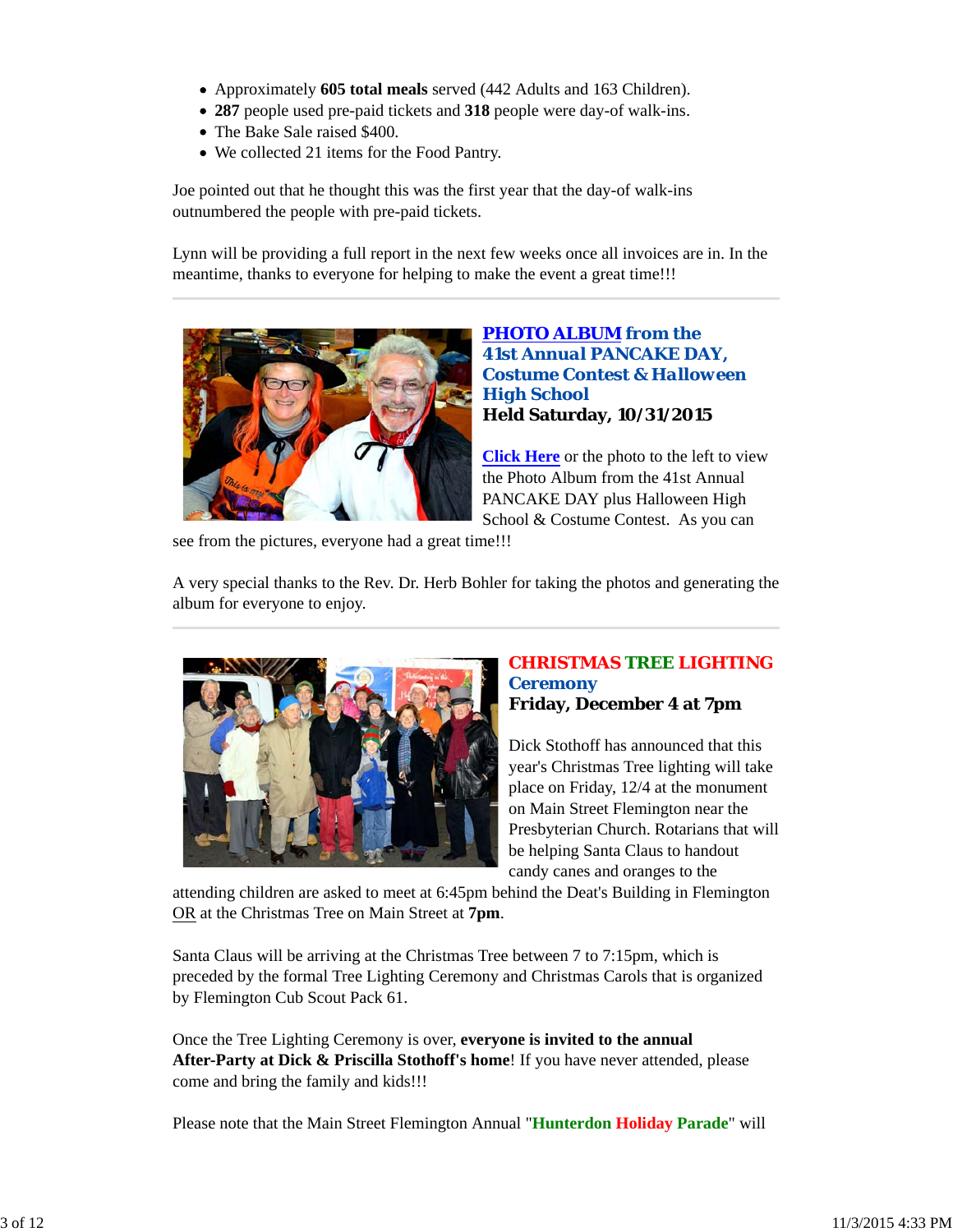- Approximately **605 total meals** served (442 Adults and 163 Children).
- **287** people used pre-paid tickets and **318** people were day-of walk-ins.
- The Bake Sale raised $400.
- We collected 21 items for the Food Pantry.

Joe pointed out that he thought this was the first year that the day-of walk-ins outnumbered the people with pre-paid tickets.

Lynn will be providing a full report in the next few weeks once all invoices are in. In the meantime, thanks to everyone for helping to make the event a great time!!!

---

## PHOTO ALBUM from the 41st Annual PANCAKE DAY, Costume Contest & Halloween High School

**Held Saturday, 10/31/2015**

Click Here or the photo to the left to view the Photo Album from the 41st Annual PANCAKE DAY plus Halloween High School & Costume Contest. As you can see from the pictures, everyone had a great time!!!

A very special thanks to the Rev. Dr. Herb Bohler for taking the photos and generating the album for everyone to enjoy.

---

## CHRISTMAS TREE LIGHTING Ceremony

**Friday, December 4 at 7pm**

Dick Stothoff has announced that this year's Christmas Tree lighting will take place on Friday, 12/4 at the monument on Main Street Flemington near the Presbyterian Church. Rotarians that will be helping Santa Claus to handout candy canes and oranges to the attending children are asked to meet at 6:45pm behind the Deat's Building in Flemington OR at the Christmas Tree on Main Street at **7pm**.

Santa Claus will be arriving at the Christmas Tree between 7 to 7:15pm, which is preceded by the formal Tree Lighting Ceremony and Christmas Carols that is organized by Flemington Cub Scout Pack 61.

Once the Tree Lighting Ceremony is over, **everyone is invited to the annual After-Party at Dick & Priscilla Stothoff's home**! If you have never attended, please come and bring the family and kids!!!

Please note that the Main Street Flemington Annual "**Hunterdon Holiday Parade**" will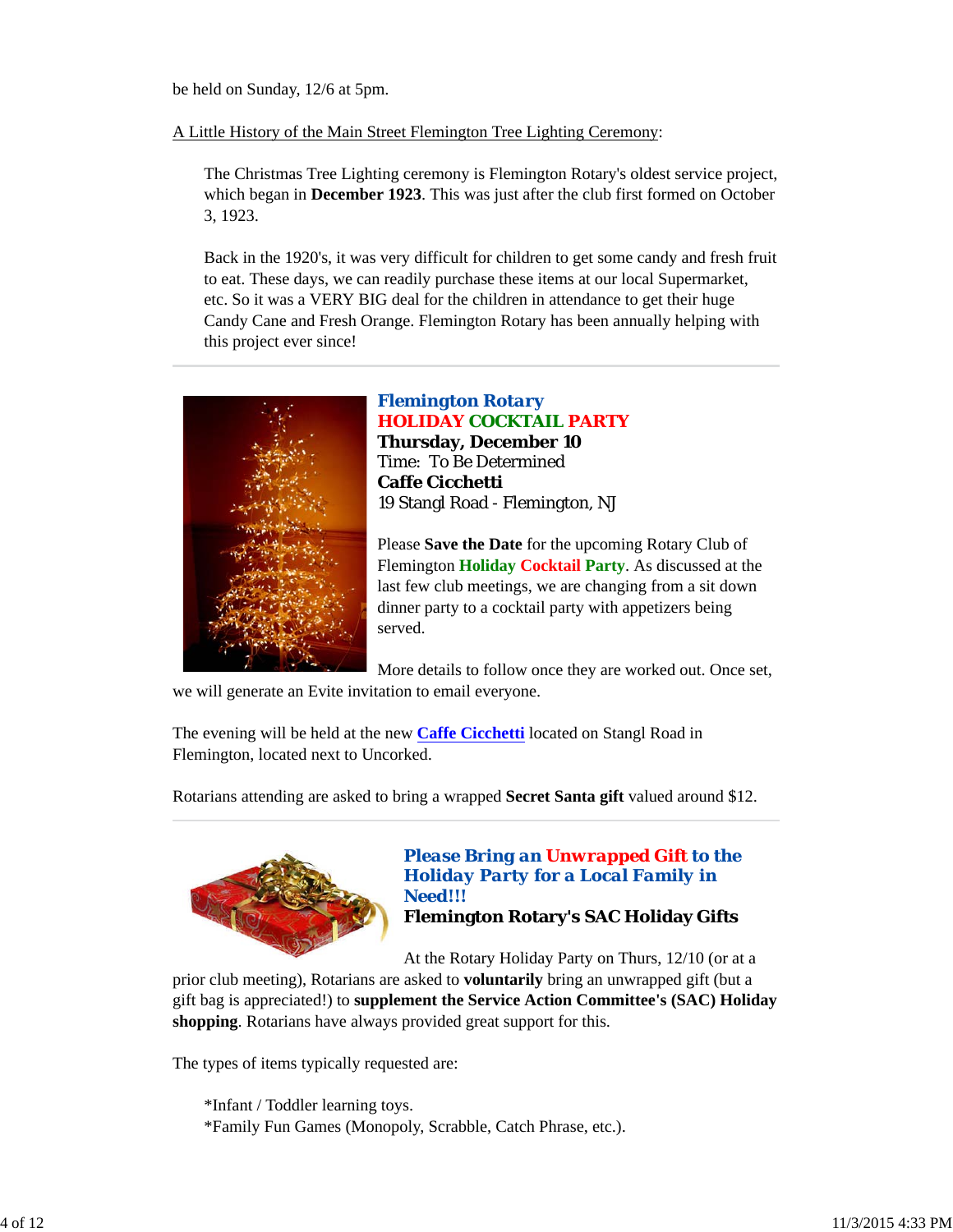be held on Sunday, 12/6 at 5pm.

A Little History of the Main Street Flemington Tree Lighting Ceremony:

> The Christmas Tree Lighting ceremony is Flemington Rotary's oldest service project, which began in **December 1923**. This was just after the club first formed on October 3, 1923.
>
> Back in the 1920's, it was very difficult for children to get some candy and fresh fruit to eat. These days, we can readily purchase these items at our local Supermarket, etc. So it was a VERY BIG deal for the children in attendance to get their huge Candy Cane and Fresh Orange. Flemington Rotary has been annually helping with this project ever since!

---

***Flemington Rotary***
**HOLIDAY COCKTAIL PARTY**
**Thursday, December 10**
Time: To Be Determined
**Caffe Cicchetti**
19 Stangl Road - Flemington, NJ

Please **Save the Date** for the upcoming Rotary Club of Flemington **Holiday Cocktail Party**. As discussed at the last few club meetings, we are changing from a sit down dinner party to a cocktail party with appetizers being served.

More details to follow once they are worked out. Once set, we will generate an Evite invitation to email everyone.

The evening will be held at the new **Caffe Cicchetti** located on Stangl Road in Flemington, located next to Uncorked.

Rotarians attending are asked to bring a wrapped **Secret Santa gift** valued around $12.

---

***Please Bring an Unwrapped Gift to the Holiday Party for a Local Family in Need!!!***
**Flemington Rotary's SAC Holiday Gifts**

At the Rotary Holiday Party on Thurs, 12/10 (or at a prior club meeting), Rotarians are asked to **voluntarily** bring an unwrapped gift (but a gift bag is appreciated!) to **supplement the Service Action Committee's (SAC) Holiday shopping**. Rotarians have always provided great support for this.

The types of items typically requested are:

> *Infant / Toddler learning toys.
> *Family Fun Games (Monopoly, Scrabble, Catch Phrase, etc.).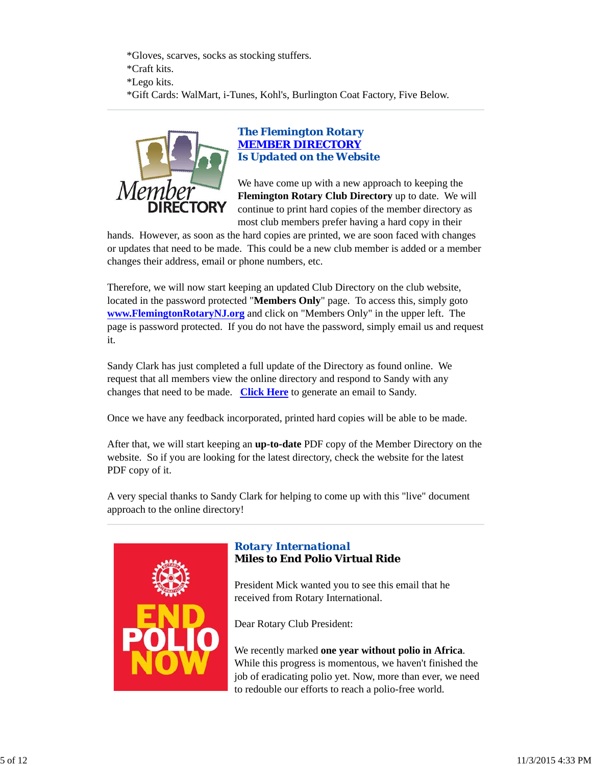*Gloves, scarves, socks as stocking stuffers.
*Craft kits.
*Lego kits.
*Gift Cards: WalMart, i-Tunes, Kohl's, Burlington Coat Factory, Five Below.

---

## The Flemington Rotary MEMBER DIRECTORY Is Updated on the Website

We have come up with a new approach to keeping the **Flemington Rotary Club Directory** up to date. We will continue to print hard copies of the member directory as most club members prefer having a hard copy in their hands. However, as soon as the hard copies are printed, we are soon faced with changes or updates that need to be made. This could be a new club member is added or a member changes their address, email or phone numbers, etc.

Therefore, we will now start keeping an updated Club Directory on the club website, located in the password protected "**Members Only**" page. To access this, simply goto **www.FlemingtonRotaryNJ.org** and click on "Members Only" in the upper left. The page is password protected. If you do not have the password, simply email us and request it.

Sandy Clark has just completed a full update of the Directory as found online. We request that all members view the online directory and respond to Sandy with any changes that need to be made. **Click Here** to generate an email to Sandy.

Once we have any feedback incorporated, printed hard copies will be able to be made.

After that, we will start keeping an **up-to-date** PDF copy of the Member Directory on the website. So if you are looking for the latest directory, check the website for the latest PDF copy of it.

A very special thanks to Sandy Clark for helping to come up with this "live" document approach to the online directory!

---

## Rotary International
### Miles to End Polio Virtual Ride

President Mick wanted you to see this email that he received from Rotary International.

Dear Rotary Club President:

We recently marked **one year without polio in Africa**. While this progress is momentous, we haven't finished the job of eradicating polio yet. Now, more than ever, we need to redouble our efforts to reach a polio-free world.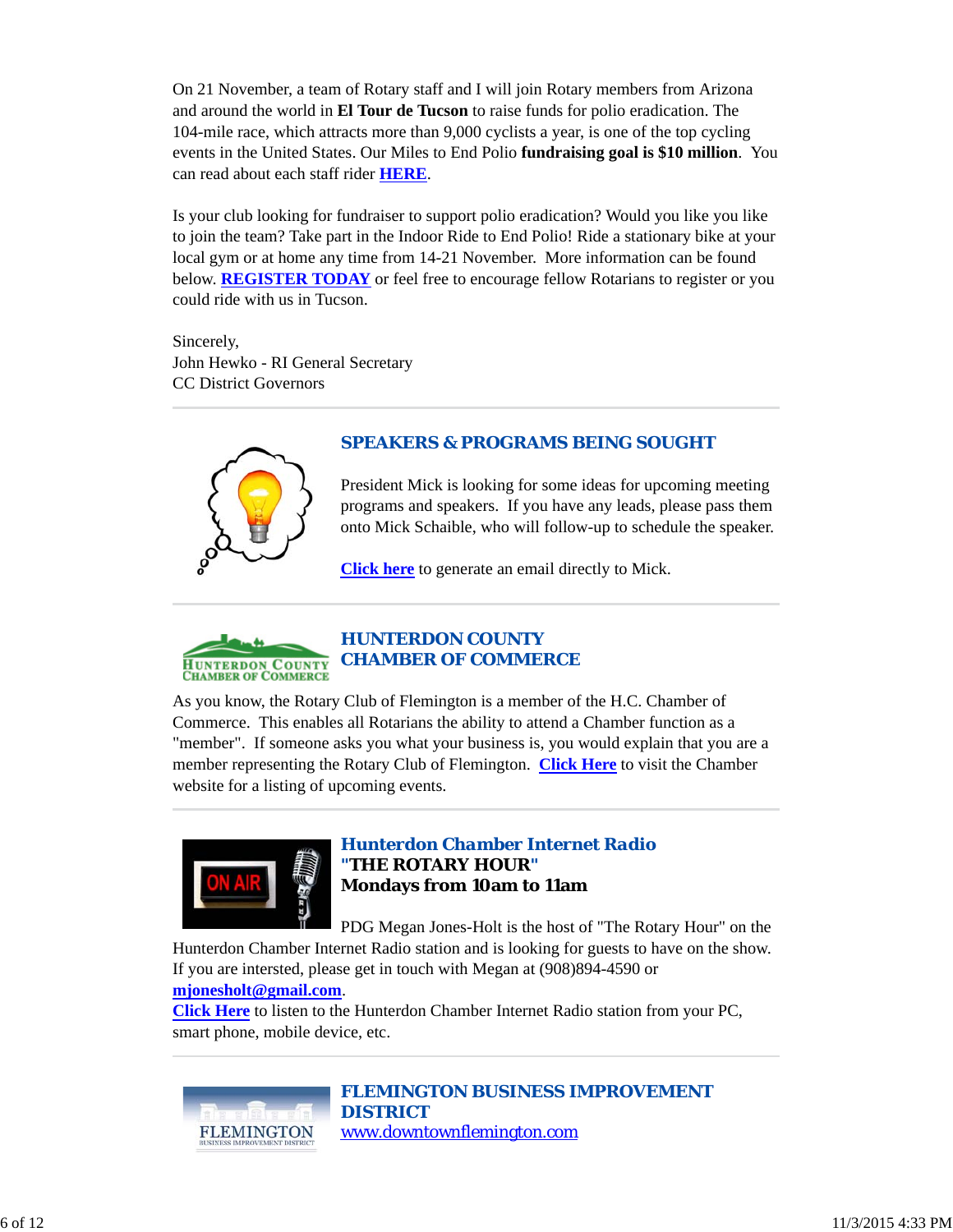On 21 November, a team of Rotary staff and I will join Rotary members from Arizona and around the world in **El Tour de Tucson** to raise funds for polio eradication. The 104-mile race, which attracts more than 9,000 cyclists a year, is one of the top cycling events in the United States. Our Miles to End Polio **fundraising goal is $10 million**. You can read about each staff rider **HERE**.

Is your club looking for fundraiser to support polio eradication? Would you like you like to join the team? Take part in the Indoor Ride to End Polio! Ride a stationary bike at your local gym or at home any time from 14-21 November. More information can be found below. **REGISTER TODAY** or feel free to encourage fellow Rotarians to register or you could ride with us in Tucson.

Sincerely,
John Hewko - RI General Secretary
CC District Governors

## SPEAKERS & PROGRAMS BEING SOUGHT

President Mick is looking for some ideas for upcoming meeting programs and speakers. If you have any leads, please pass them onto Mick Schaible, who will follow-up to schedule the speaker.

**Click here** to generate an email directly to Mick.

## HUNTERDON COUNTY CHAMBER OF COMMERCE

As you know, the Rotary Club of Flemington is a member of the H.C. Chamber of Commerce. This enables all Rotarians the ability to attend a Chamber function as a "member". If someone asks you what your business is, you would explain that you are a member representing the Rotary Club of Flemington. **Click Here** to visit the Chamber website for a listing of upcoming events.

## *Hunterdon Chamber Internet Radio*
**"THE ROTARY HOUR"**
**Mondays from 10am to 11am**

PDG Megan Jones-Holt is the host of "The Rotary Hour" on the Hunterdon Chamber Internet Radio station and is looking for guests to have on the show. If you are intersted, please get in touch with Megan at (908)894-4590 or **mjonesholt@gmail.com**.
**Click Here** to listen to the Hunterdon Chamber Internet Radio station from your PC, smart phone, mobile device, etc.

## FLEMINGTON BUSINESS IMPROVEMENT DISTRICT
www.downtownflemington.com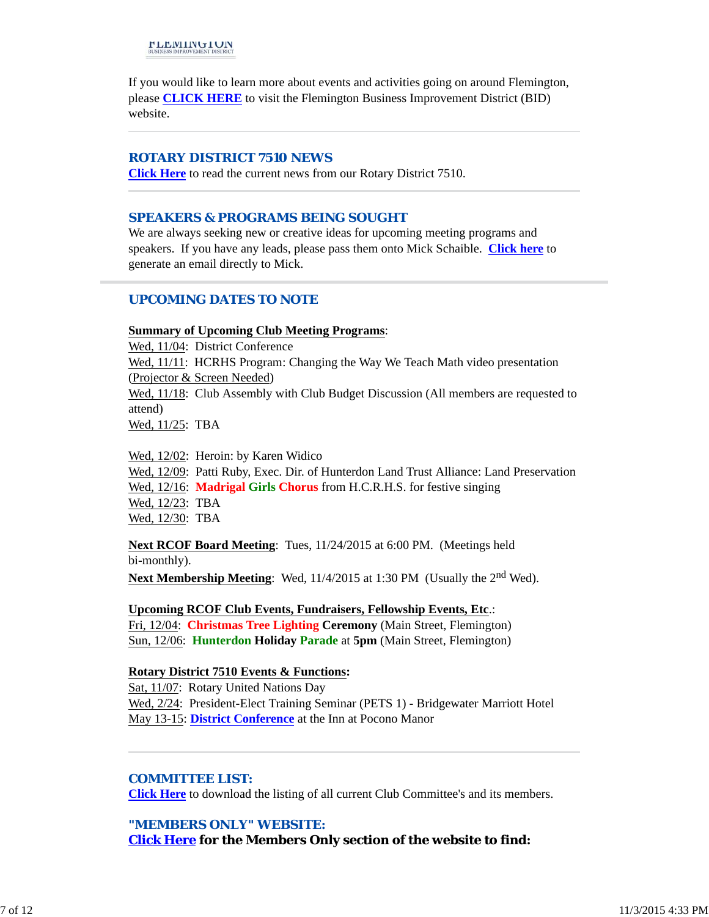If you would like to learn more about events and activities going on around Flemington, please **CLICK HERE** to visit the Flemington Business Improvement District (BID) website.

---

## ROTARY DISTRICT 7510 NEWS

**Click Here** to read the current news from our Rotary District 7510.

---

## SPEAKERS & PROGRAMS BEING SOUGHT

We are always seeking new or creative ideas for upcoming meeting programs and speakers. If you have any leads, please pass them onto Mick Schaible. **Click here** to generate an email directly to Mick.

---

## UPCOMING DATES TO NOTE

**Summary of Upcoming Club Meeting Programs**:

Wed, 11/04: District Conference
Wed, 11/11: HCRHS Program: Changing the Way We Teach Math video presentation (Projector & Screen Needed)
Wed, 11/18: Club Assembly with Club Budget Discussion (All members are requested to attend)
Wed, 11/25: TBA

Wed, 12/02: Heroin: by Karen Widico
Wed, 12/09: Patti Ruby, Exec. Dir. of Hunterdon Land Trust Alliance: Land Preservation
Wed, 12/16: **Madrigal Girls Chorus** from H.C.R.H.S. for festive singing
Wed, 12/23: TBA
Wed, 12/30: TBA

**Next RCOF Board Meeting**: Tues, 11/24/2015 at 6:00 PM. (Meetings held bi-monthly).
**Next Membership Meeting**: Wed, 11/4/2015 at 1:30 PM (Usually the 2nd Wed).

**Upcoming RCOF Club Events, Fundraisers, Fellowship Events, Etc.**:
Fri, 12/04: **Christmas Tree Lighting Ceremony** (Main Street, Flemington)
Sun, 12/06: **Hunterdon Holiday Parade** at **5pm** (Main Street, Flemington)

**Rotary District 7510 Events & Functions:**
Sat, 11/07: Rotary United Nations Day
Wed, 2/24: President-Elect Training Seminar (PETS 1) - Bridgewater Marriott Hotel
May 13-15: **District Conference** at the Inn at Pocono Manor

---

## COMMITTEE LIST:

**Click Here** to download the listing of all current Club Committee's and its members.

## "MEMBERS ONLY" WEBSITE:

**Click Here for the Members Only section of the website to find:**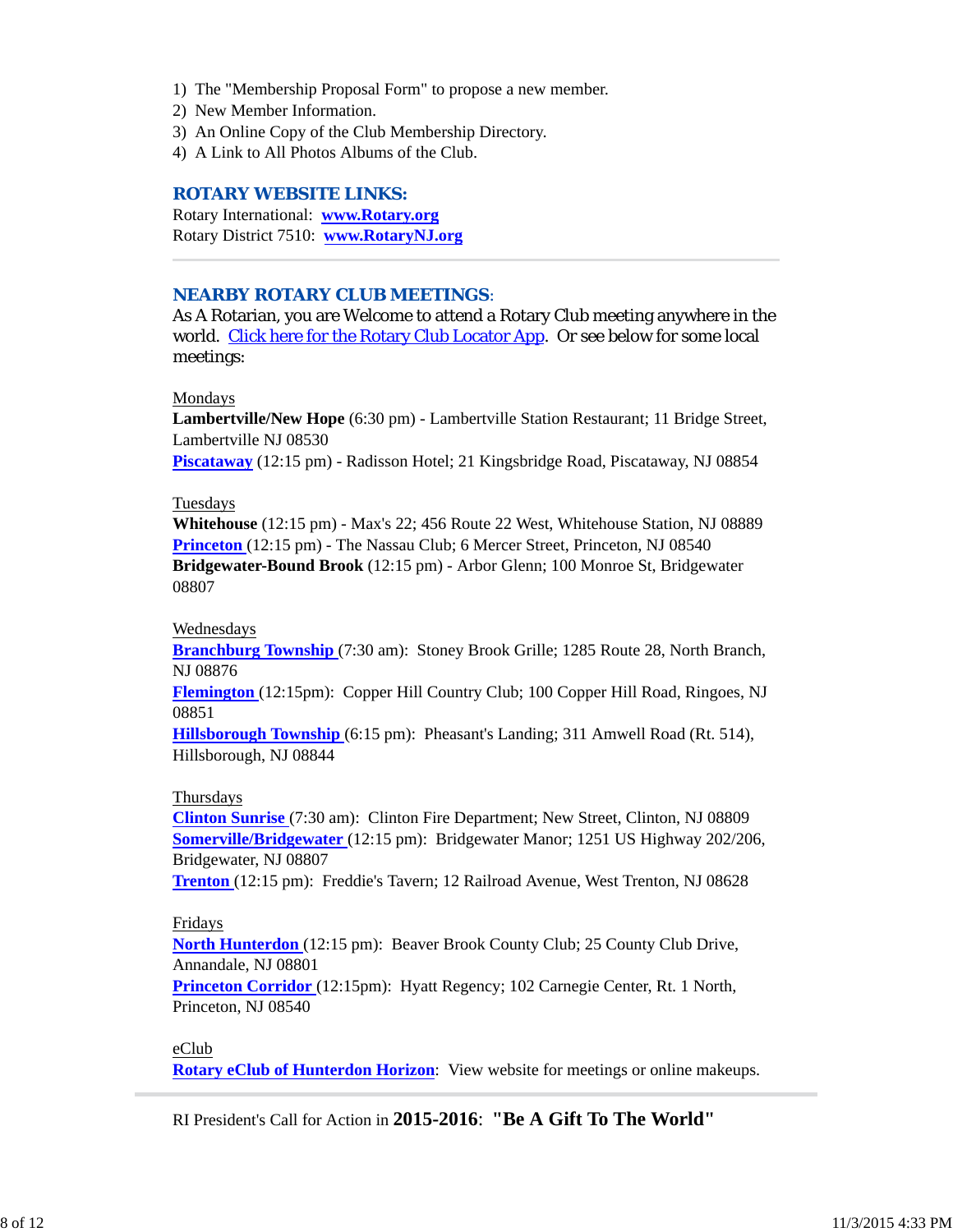1) The "Membership Proposal Form" to propose a new member.
2) New Member Information.
3) An Online Copy of the Club Membership Directory.
4) A Link to All Photos Albums of the Club.

## ROTARY WEBSITE LINKS:

Rotary International: **www.Rotary.org**
Rotary District 7510: **www.RotaryNJ.org**

---

## NEARBY ROTARY CLUB MEETINGS:

As A Rotarian, you are Welcome to attend a Rotary Club meeting anywhere in the world. Click here for the Rotary Club Locator App. Or see below for some local meetings:

Mondays
**Lambertville/New Hope** (6:30 pm) - Lambertville Station Restaurant; 11 Bridge Street, Lambertville NJ 08530
**Piscataway** (12:15 pm) - Radisson Hotel; 21 Kingsbridge Road, Piscataway, NJ 08854

Tuesdays
**Whitehouse** (12:15 pm) - Max's 22; 456 Route 22 West, Whitehouse Station, NJ 08889
**Princeton** (12:15 pm) - The Nassau Club; 6 Mercer Street, Princeton, NJ 08540
**Bridgewater-Bound Brook** (12:15 pm) - Arbor Glenn; 100 Monroe St, Bridgewater 08807

Wednesdays
**Branchburg Township** (7:30 am): Stoney Brook Grille; 1285 Route 28, North Branch, NJ 08876
**Flemington** (12:15pm): Copper Hill Country Club; 100 Copper Hill Road, Ringoes, NJ 08851
**Hillsborough Township** (6:15 pm): Pheasant's Landing; 311 Amwell Road (Rt. 514), Hillsborough, NJ 08844

Thursdays
**Clinton Sunrise** (7:30 am): Clinton Fire Department; New Street, Clinton, NJ 08809
**Somerville/Bridgewater** (12:15 pm): Bridgewater Manor; 1251 US Highway 202/206, Bridgewater, NJ 08807
**Trenton** (12:15 pm): Freddie's Tavern; 12 Railroad Avenue, West Trenton, NJ 08628

Fridays
**North Hunterdon** (12:15 pm): Beaver Brook County Club; 25 County Club Drive, Annandale, NJ 08801
**Princeton Corridor** (12:15pm): Hyatt Regency; 102 Carnegie Center, Rt. 1 North, Princeton, NJ 08540

eClub
**Rotary eClub of Hunterdon Horizon**: View website for meetings or online makeups.

---

RI President's Call for Action in **2015-2016**: **"Be A Gift To The World"**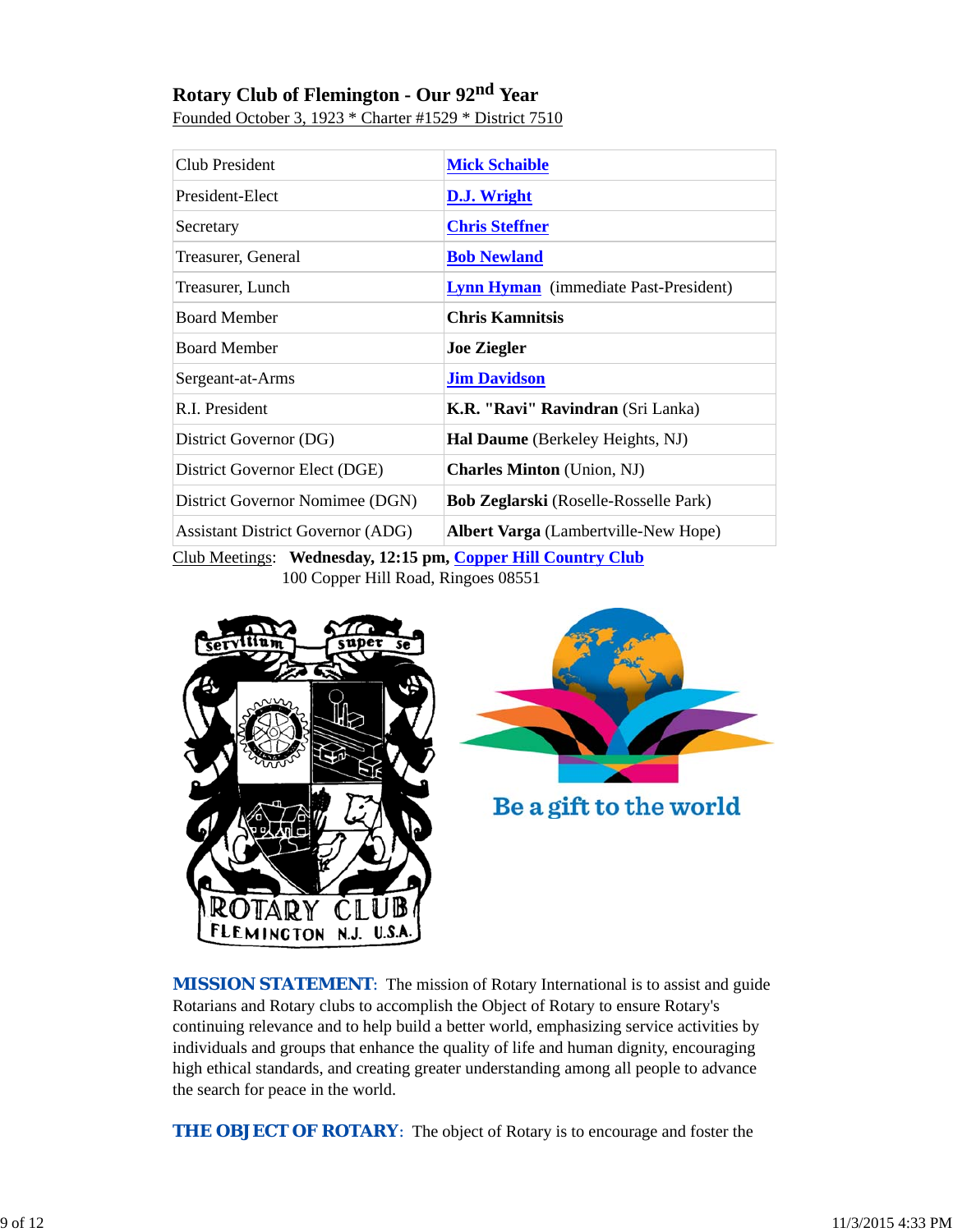## Rotary Club of Flemington - Our 92nd Year

Founded October 3, 1923 * Charter #1529 * District 7510

| | |
|---|---|
| Club President | **Mick Schaible** |
| President-Elect | **D.J. Wright** |
| Secretary | **Chris Steffner** |
| Treasurer, General | **Bob Newland** |
| Treasurer, Lunch | **Lynn Hyman** (immediate Past-President) |
| Board Member | **Chris Kamnitsis** |
| Board Member | **Joe Ziegler** |
| Sergeant-at-Arms | **Jim Davidson** |
| R.I. President | **K.R. "Ravi" Ravindran** (Sri Lanka) |
| District Governor (DG) | **Hal Daume** (Berkeley Heights, NJ) |
| District Governor Elect (DGE) | **Charles Minton** (Union, NJ) |
| District Governor Nominee (DGN) | **Bob Zeglarski** (Roselle-Rosselle Park) |
| Assistant District Governor (ADG) | **Albert Varga** (Lambertville-New Hope) |

Club Meetings: **Wednesday, 12:15 pm, Copper Hill Country Club**
100 Copper Hill Road, Ringoes 08551

Be a gift to the world

**MISSION STATEMENT**: The mission of Rotary International is to assist and guide Rotarians and Rotary clubs to accomplish the Object of Rotary to ensure Rotary's continuing relevance and to help build a better world, emphasizing service activities by individuals and groups that enhance the quality of life and human dignity, encouraging high ethical standards, and creating greater understanding among all people to advance the search for peace in the world.

**THE OBJECT OF ROTARY**: The object of Rotary is to encourage and foster the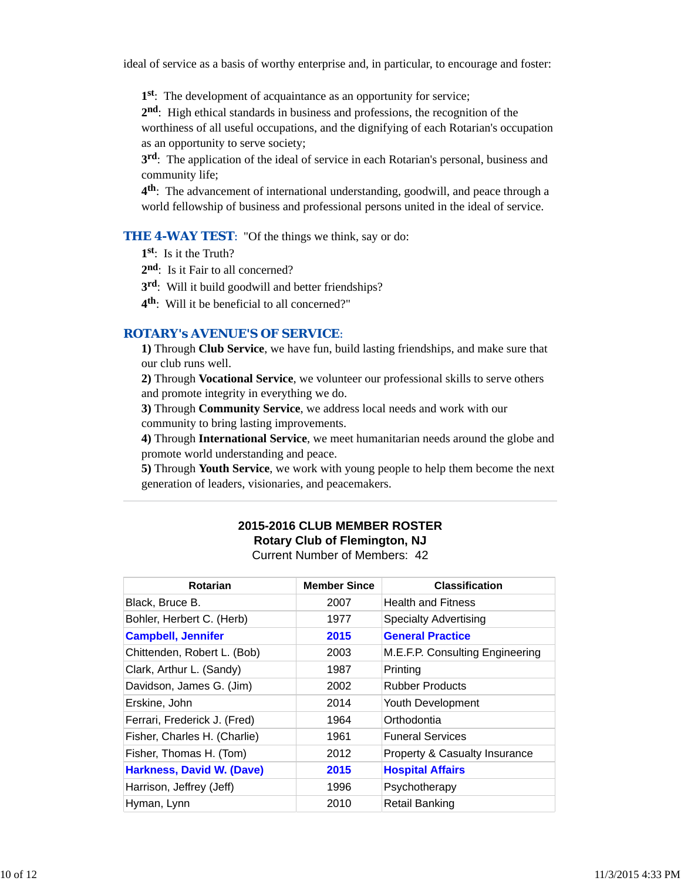ideal of service as a basis of worthy enterprise and, in particular, to encourage and foster:

1st: The development of acquaintance as an opportunity for service;
2nd: High ethical standards in business and professions, the recognition of the worthiness of all useful occupations, and the dignifying of each Rotarian's occupation as an opportunity to serve society;
3rd: The application of the ideal of service in each Rotarian's personal, business and community life;
4th: The advancement of international understanding, goodwill, and peace through a world fellowship of business and professional persons united in the ideal of service.

**THE 4-WAY TEST**: "Of the things we think, say or do:
1st: Is it the Truth?
2nd: Is it Fair to all concerned?
3rd: Will it build goodwill and better friendships?
4th: Will it be beneficial to all concerned?"

**ROTARY's AVENUE'S OF SERVICE**:
**1)** Through **Club Service**, we have fun, build lasting friendships, and make sure that our club runs well.
**2)** Through **Vocational Service**, we volunteer our professional skills to serve others and promote integrity in everything we do.
**3)** Through **Community Service**, we address local needs and work with our community to bring lasting improvements.
**4)** Through **International Service**, we meet humanitarian needs around the globe and promote world understanding and peace.
**5)** Through **Youth Service**, we work with young people to help them become the next generation of leaders, visionaries, and peacemakers.

---

**2015-2016 CLUB MEMBER ROSTER**
**Rotary Club of Flemington, NJ**
Current Number of Members: 42

| Rotarian | Member Since | Classification |
|---|---|---|
| Black, Bruce B. | 2007 | Health and Fitness |
| Bohler, Herbert C. (Herb) | 1977 | Specialty Advertising |
| **Campbell, Jennifer** | **2015** | **General Practice** |
| Chittenden, Robert L. (Bob) | 2003 | M.E.F.P. Consulting Engineering |
| Clark, Arthur L. (Sandy) | 1987 | Printing |
| Davidson, James G. (Jim) | 2002 | Rubber Products |
| Erskine, John | 2014 | Youth Development |
| Ferrari, Frederick J. (Fred) | 1964 | Orthodontia |
| Fisher, Charles H. (Charlie) | 1961 | Funeral Services |
| Fisher, Thomas H. (Tom) | 2012 | Property & Casualty Insurance |
| **Harkness, David W. (Dave)** | **2015** | **Hospital Affairs** |
| Harrison, Jeffrey (Jeff) | 1996 | Psychotherapy |
| Hyman, Lynn | 2010 | Retail Banking |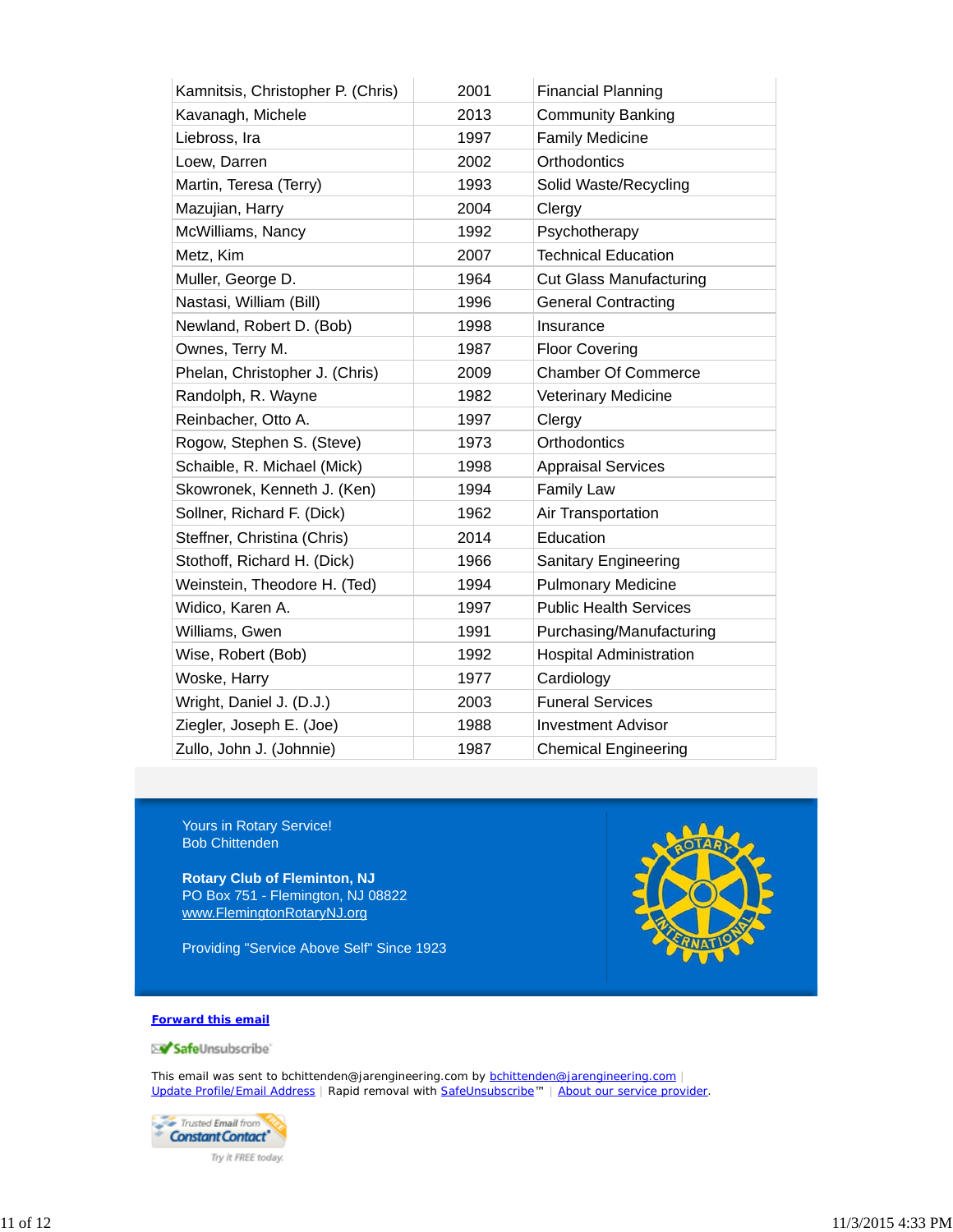| | | |
|---|---|---|
| Kamnitsis, Christopher P. (Chris) | 2001 | Financial Planning |
| Kavanagh, Michele | 2013 | Community Banking |
| Liebross, Ira | 1997 | Family Medicine |
| Loew, Darren | 2002 | Orthodontics |
| Martin, Teresa (Terry) | 1993 | Solid Waste/Recycling |
| Mazujian, Harry | 2004 | Clergy |
| McWilliams, Nancy | 1992 | Psychotherapy |
| Metz, Kim | 2007 | Technical Education |
| Muller, George D. | 1964 | Cut Glass Manufacturing |
| Nastasi, William (Bill) | 1996 | General Contracting |
| Newland, Robert D. (Bob) | 1998 | Insurance |
| Ownes, Terry M. | 1987 | Floor Covering |
| Phelan, Christopher J. (Chris) | 2009 | Chamber Of Commerce |
| Randolph, R. Wayne | 1982 | Veterinary Medicine |
| Reinbacher, Otto A. | 1997 | Clergy |
| Rogow, Stephen S. (Steve) | 1973 | Orthodontics |
| Schaible, R. Michael (Mick) | 1998 | Appraisal Services |
| Skowronek, Kenneth J. (Ken) | 1994 | Family Law |
| Sollner, Richard F. (Dick) | 1962 | Air Transportation |
| Steffner, Christina (Chris) | 2014 | Education |
| Stothoff, Richard H. (Dick) | 1966 | Sanitary Engineering |
| Weinstein, Theodore H. (Ted) | 1994 | Pulmonary Medicine |
| Widico, Karen A. | 1997 | Public Health Services |
| Williams, Gwen | 1991 | Purchasing/Manufacturing |
| Wise, Robert (Bob) | 1992 | Hospital Administration |
| Woske, Harry | 1977 | Cardiology |
| Wright, Daniel J. (D.J.) | 2003 | Funeral Services |
| Ziegler, Joseph E. (Joe) | 1988 | Investment Advisor |
| Zullo, John J. (Johnnie) | 1987 | Chemical Engineering |

Yours in Rotary Service!
Bob Chittenden

**Rotary Club of Fleminton, NJ**
PO Box 751 - Flemington, NJ 08822
www.FlemingtonRotaryNJ.org

Providing "Service Above Self" Since 1923

**Forward this email**

SafeUnsubscribe

This email was sent to bchittenden@jarengineering.com by bchittenden@jarengineering.com | Update Profile/Email Address | Rapid removal with SafeUnsubscribe™ | About our service provider.

Trusted Email from Constant Contact — Try it FREE today.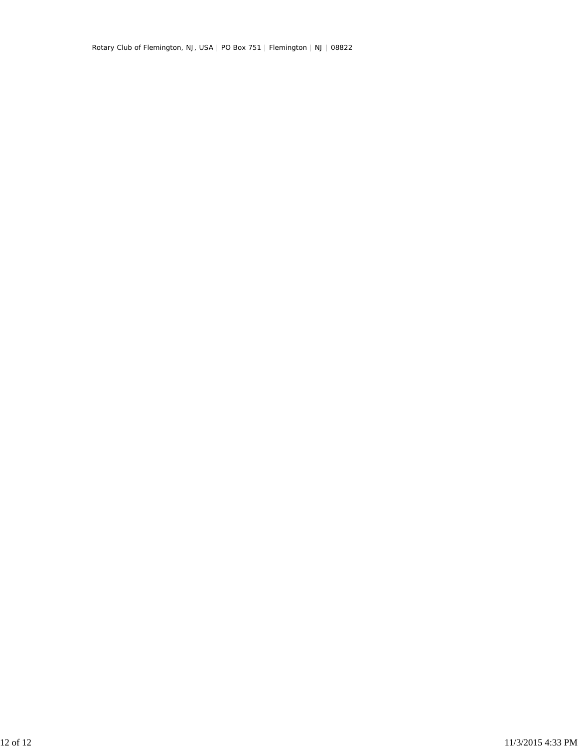Rotary Club of Flemington, NJ, USA | PO Box 751 | Flemington | NJ | 08822